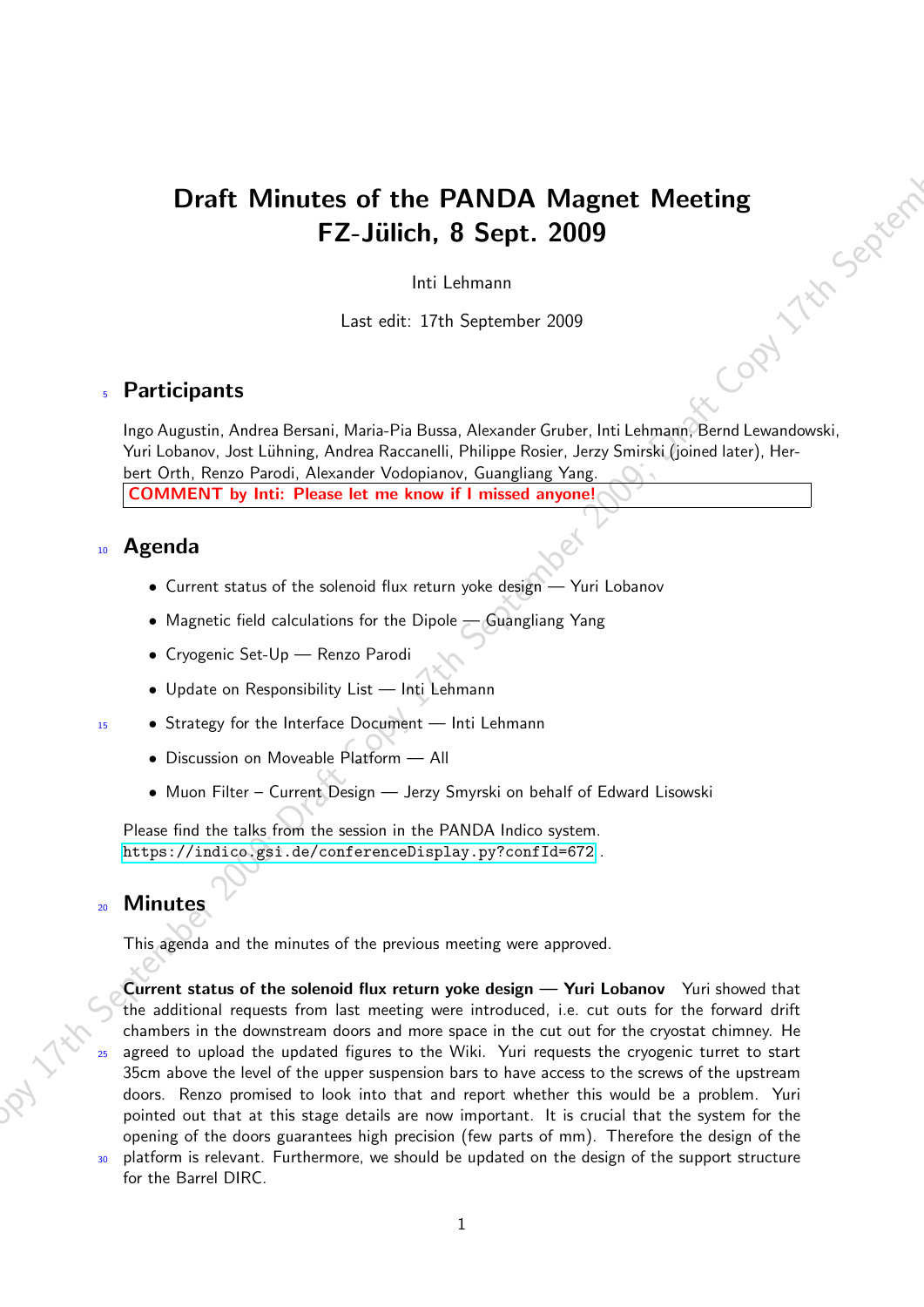# Draft Minutes of the PANDA Magnet Meeting FZ-Jülich, 8 Sept. 2009

Inti Lehmann

Last edit: 17th September 2009

## Participants

Ingo Augustin, Andrea Bersani, Maria-Pia Bussa, Alexander Gruber, Inti Lehmann, Bernd Lewandowski, Yuri Lobanov, Jost Lühning, Andrea Raccanelli, Philippe Rosier, Jerzy Smirski (joined later), Herbert Orth, Renzo Parodi, Alexander Vodopianov, Guangliang Yang.

**COMMENT by Inti: Please let me know if I missed anyone!**

## Agenda

- Current status of the solenoid flux return yoke design — Yuri Lobanov
- Magnetic field calculations for the Dipole — Guangliang Yang
- Cryogenic Set-Up — Renzo Parodi
- Update on Responsibility List — Inti Lehmann
- Strategy for the Interface Document — Inti Lehmann
- Discussion on Moveable Platform — All
- Muon Filter – Current Design — Jerzy Smyrski on behalf of Edward Lisowski

Please find the talks from the session in the PANDA Indico system.
`https://indico.gsi.de/conferenceDisplay.py?confId=672` .

## Minutes

This agenda and the minutes of the previous meeting were approved.

**Current status of the solenoid flux return yoke design — Yuri Lobanov** Yuri showed that the additional requests from last meeting were introduced, i.e. cut outs for the forward drift chambers in the downstream doors and more space in the cut out for the cryostat chimney. He agreed to upload the updated figures to the Wiki. Yuri requests the cryogenic turret to start 35cm above the level of the upper suspension bars to have access to the screws of the upstream doors. Renzo promised to look into that and report whether this would be a problem. Yuri pointed out that at this stage details are now important. It is crucial that the system for the opening of the doors guarantees high precision (few parts of mm). Therefore the design of the platform is relevant. Furthermore, we should be updated on the design of the support structure for the Barrel DIRC.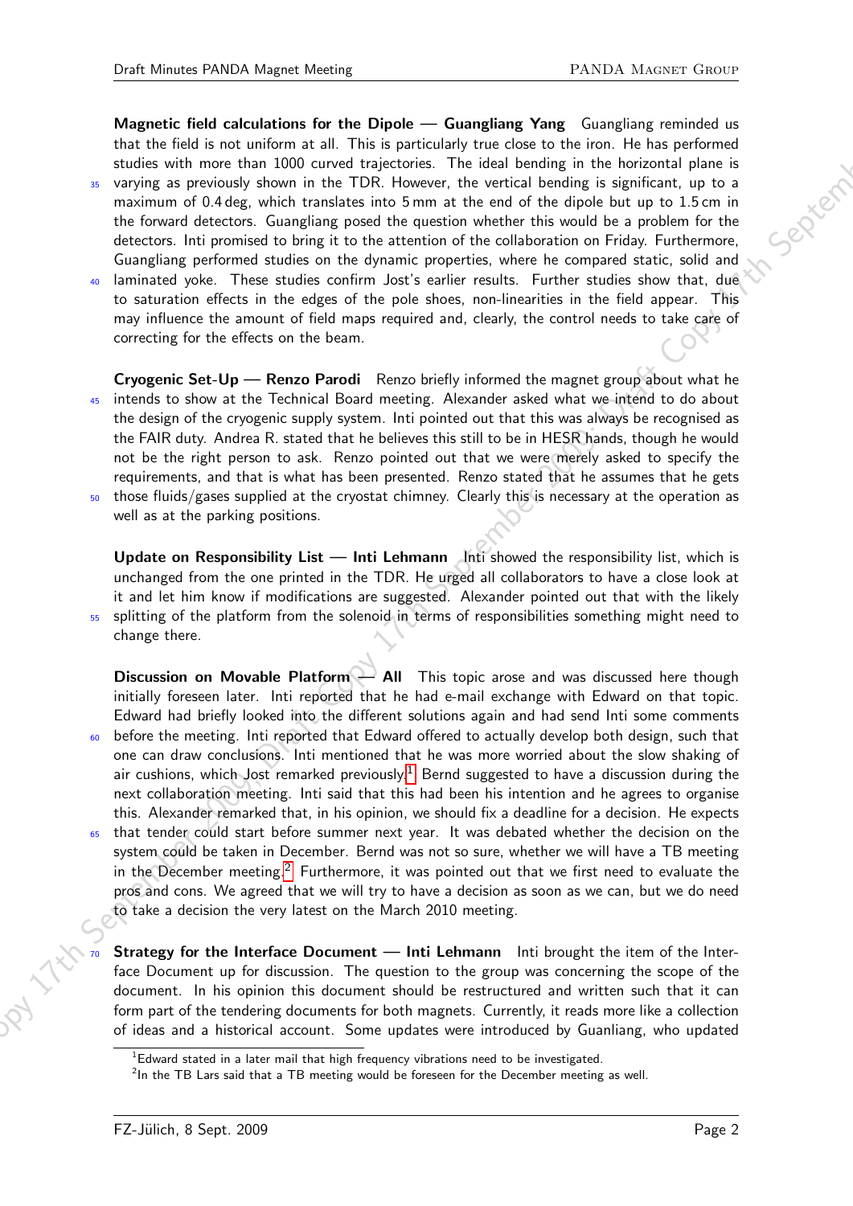**Magnetic field calculations for the Dipole — Guangliang Yang** Guangliang reminded us that the field is not uniform at all. This is particularly true close to the iron. He has performed studies with more than 1000 curved trajectories. The ideal bending in the horizontal plane is varying as previously shown in the TDR. However, the vertical bending is significant, up to a maximum of 0.4 deg, which translates into 5 mm at the end of the dipole but up to 1.5 cm in the forward detectors. Guangliang posed the question whether this would be a problem for the detectors. Inti promised to bring it to the attention of the collaboration on Friday. Furthermore, Guangliang performed studies on the dynamic properties, where he compared static, solid and laminated yoke. These studies confirm Jost's earlier results. Further studies show that, due to saturation effects in the edges of the pole shoes, non-linearities in the field appear. This may influence the amount of field maps required and, clearly, the control needs to take care of correcting for the effects on the beam.

**Cryogenic Set-Up — Renzo Parodi** Renzo briefly informed the magnet group about what he intends to show at the Technical Board meeting. Alexander asked what we intend to do about the design of the cryogenic supply system. Inti pointed out that this was always be recognised as the FAIR duty. Andrea R. stated that he believes this still to be in HESR hands, though he would not be the right person to ask. Renzo pointed out that we were merely asked to specify the requirements, and that is what has been presented. Renzo stated that he assumes that he gets those fluids/gases supplied at the cryostat chimney. Clearly this is necessary at the operation as well as at the parking positions.

**Update on Responsibility List — Inti Lehmann** Inti showed the responsibility list, which is unchanged from the one printed in the TDR. He urged all collaborators to have a close look at it and let him know if modifications are suggested. Alexander pointed out that with the likely splitting of the platform from the solenoid in terms of responsibilities something might need to change there.

**Discussion on Movable Platform — All** This topic arose and was discussed here though initially foreseen later. Inti reported that he had e-mail exchange with Edward on that topic. Edward had briefly looked into the different solutions again and had send Inti some comments before the meeting. Inti reported that Edward offered to actually develop both design, such that one can draw conclusions. Inti mentioned that he was more worried about the slow shaking of air cushions, which Jost remarked previously.[1] Bernd suggested to have a discussion during the next collaboration meeting. Inti said that this had been his intention and he agrees to organise this. Alexander remarked that, in his opinion, we should fix a deadline for a decision. He expects that tender could start before summer next year. It was debated whether the decision on the system could be taken in December. Bernd was not so sure, whether we will have a TB meeting in the December meeting.[2] Furthermore, it was pointed out that we first need to evaluate the pros and cons. We agreed that we will try to have a decision as soon as we can, but we do need to take a decision the very latest on the March 2010 meeting.

**Strategy for the Interface Document — Inti Lehmann** Inti brought the item of the Interface Document up for discussion. The question to the group was concerning the scope of the document. In his opinion this document should be restructured and written such that it can form part of the tendering documents for both magnets. Currently, it reads more like a collection of ideas and a historical account. Some updates were introduced by Guanliang, who updated

[1] Edward stated in a later mail that high frequency vibrations need to be investigated.

[2] In the TB Lars said that a TB meeting would be foreseen for the December meeting as well.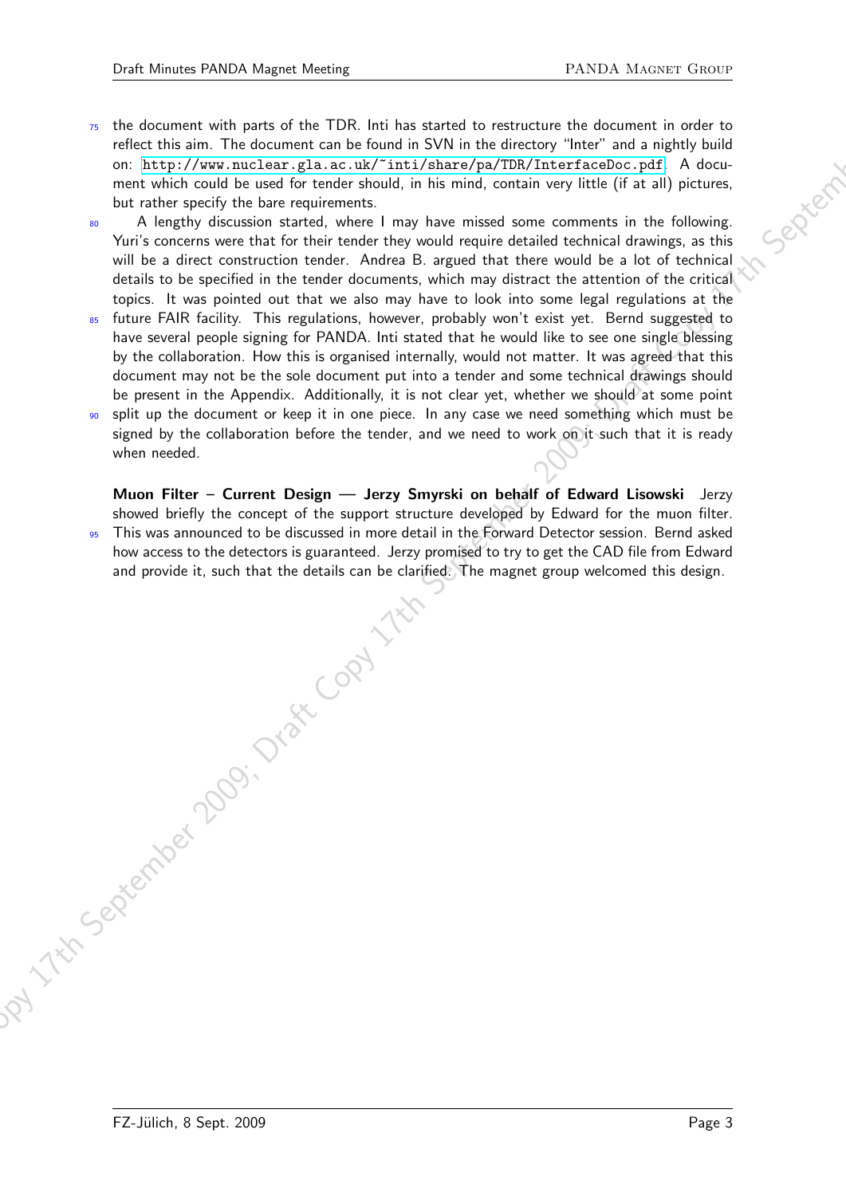the document with parts of the TDR. Inti has started to restructure the document in order to reflect this aim. The document can be found in SVN in the directory "Inter" and a nightly build on: http://www.nuclear.gla.ac.uk/~inti/share/pa/TDR/InterfaceDoc.pdf. A document which could be used for tender should, in his mind, contain very little (if at all) pictures, but rather specify the bare requirements.

A lengthy discussion started, where I may have missed some comments in the following. Yuri's concerns were that for their tender they would require detailed technical drawings, as this will be a direct construction tender. Andrea B. argued that there would be a lot of technical details to be specified in the tender documents, which may distract the attention of the critical topics. It was pointed out that we also may have to look into some legal regulations at the future FAIR facility. This regulations, however, probably won't exist yet. Bernd suggested to have several people signing for PANDA. Inti stated that he would like to see one single blessing by the collaboration. How this is organised internally, would not matter. It was agreed that this document may not be the sole document put into a tender and some technical drawings should be present in the Appendix. Additionally, it is not clear yet, whether we should at some point split up the document or keep it in one piece. In any case we need something which must be signed by the collaboration before the tender, and we need to work on it such that it is ready when needed.

**Muon Filter – Current Design — Jerzy Smyrski on behalf of Edward Lisowski** Jerzy showed briefly the concept of the support structure developed by Edward for the muon filter. This was announced to be discussed in more detail in the Forward Detector session. Bernd asked how access to the detectors is guaranteed. Jerzy promised to try to get the CAD file from Edward and provide it, such that the details can be clarified. The magnet group welcomed this design.